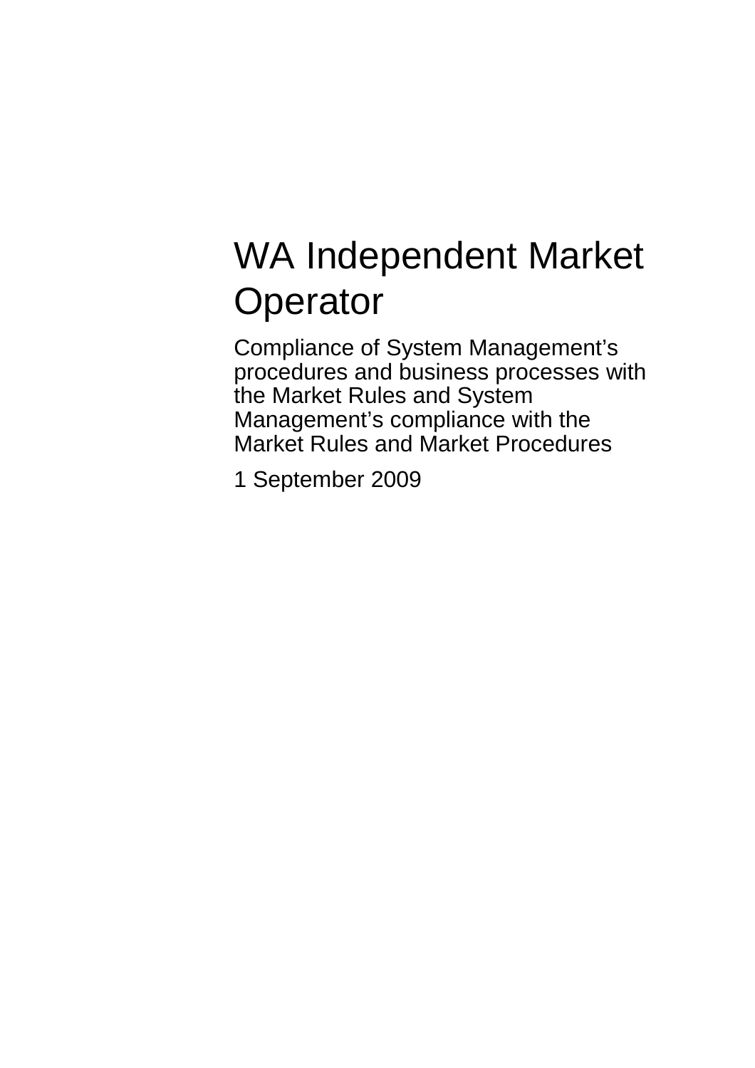# WA Independent Market Operator

Compliance of System Management's procedures and business processes with the Market Rules and System Management's compliance with the Market Rules and Market Procedures

1 September 2009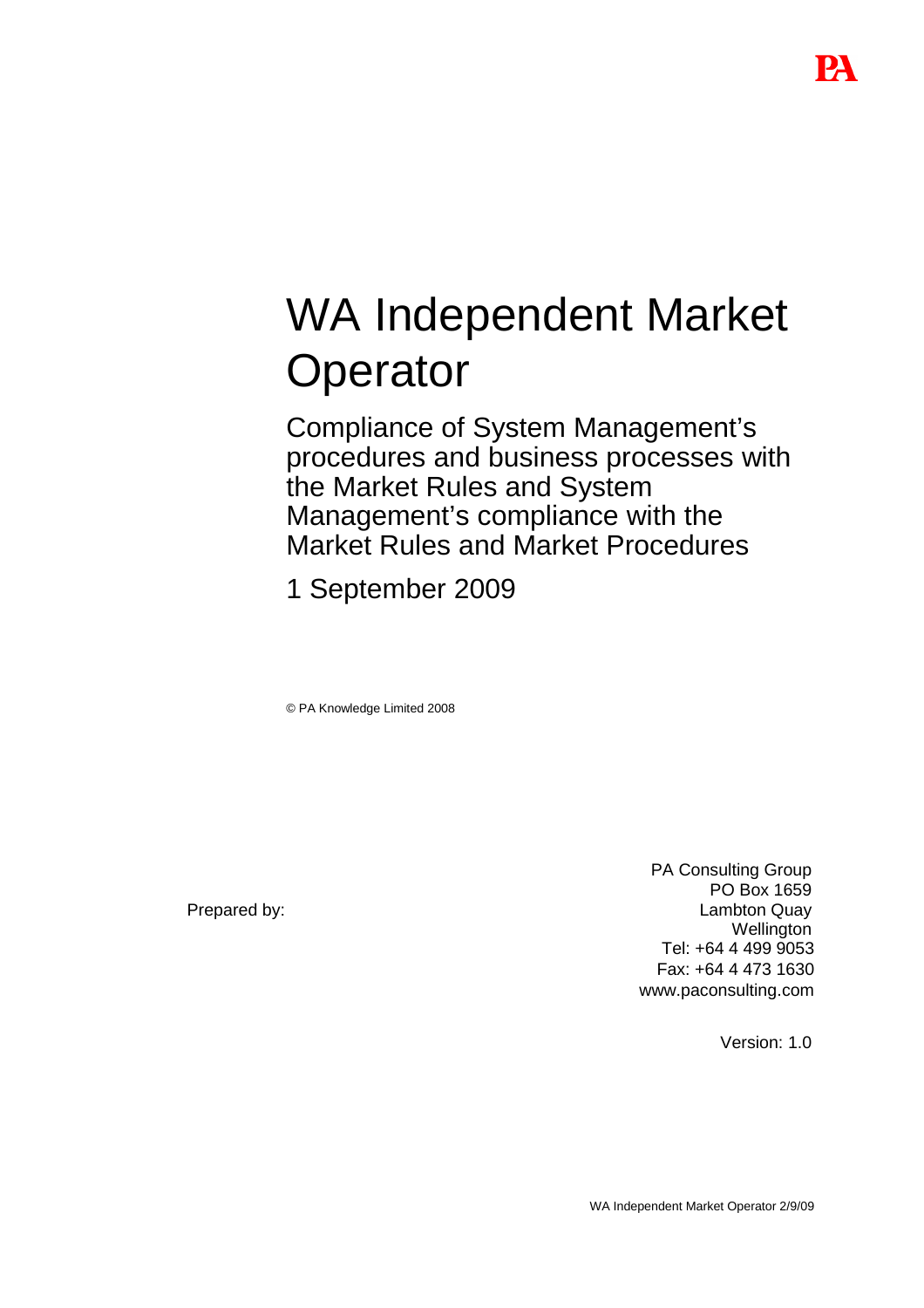# WA Independent Market Operator

## Compliance of System Management's procedures and business processes with the Market Rules and System Management's compliance with the Market Rules and Market Procedures

1 September 2009

© PA Knowledge Limited 2008

Prepared by:

PA Consulting Group
PO Box 1659
Lambton Quay
Wellington
Tel: +64 4 499 9053
Fax: +64 4 473 1630
www.paconsulting.com

Version: 1.0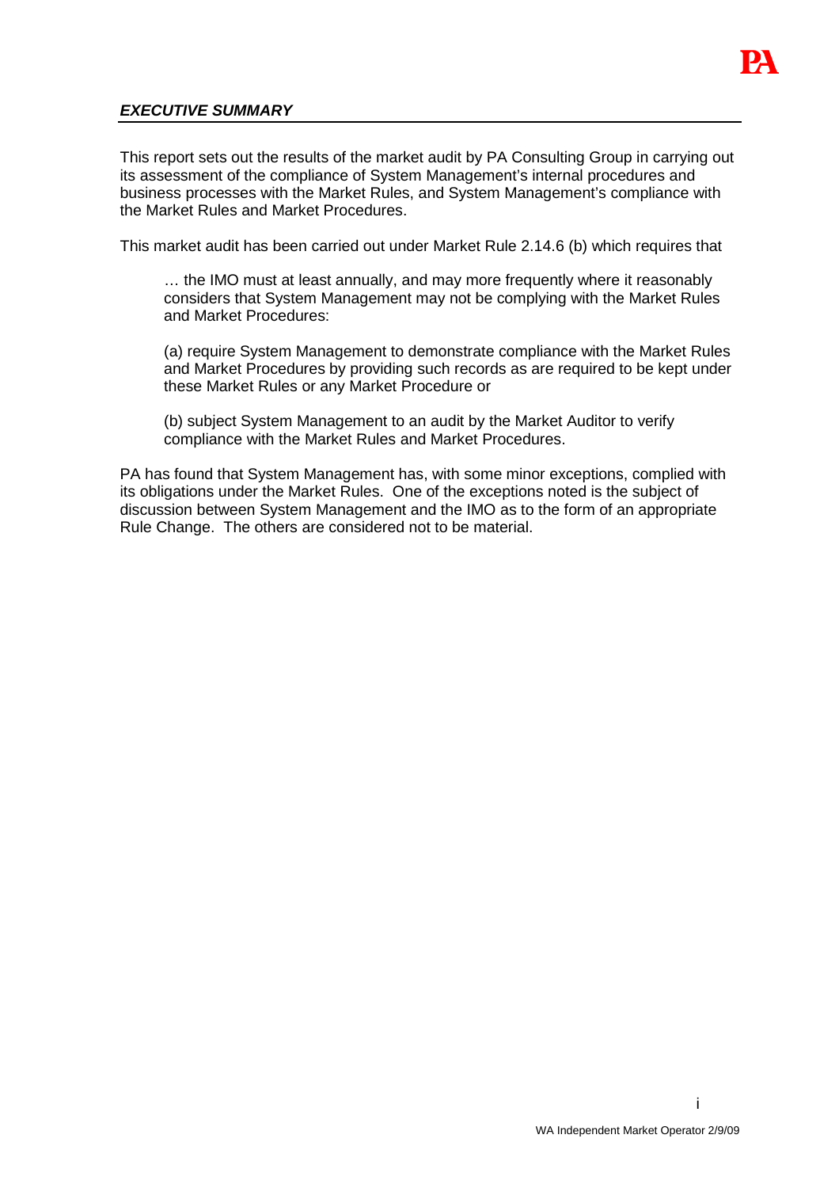## *EXECUTIVE SUMMARY*

This report sets out the results of the market audit by PA Consulting Group in carrying out its assessment of the compliance of System Management's internal procedures and business processes with the Market Rules, and System Management's compliance with the Market Rules and Market Procedures.

This market audit has been carried out under Market Rule 2.14.6 (b) which requires that

> … the IMO must at least annually, and may more frequently where it reasonably considers that System Management may not be complying with the Market Rules and Market Procedures:
>
> (a) require System Management to demonstrate compliance with the Market Rules and Market Procedures by providing such records as are required to be kept under these Market Rules or any Market Procedure or
>
> (b) subject System Management to an audit by the Market Auditor to verify compliance with the Market Rules and Market Procedures.

PA has found that System Management has, with some minor exceptions, complied with its obligations under the Market Rules. One of the exceptions noted is the subject of discussion between System Management and the IMO as to the form of an appropriate Rule Change. The others are considered not to be material.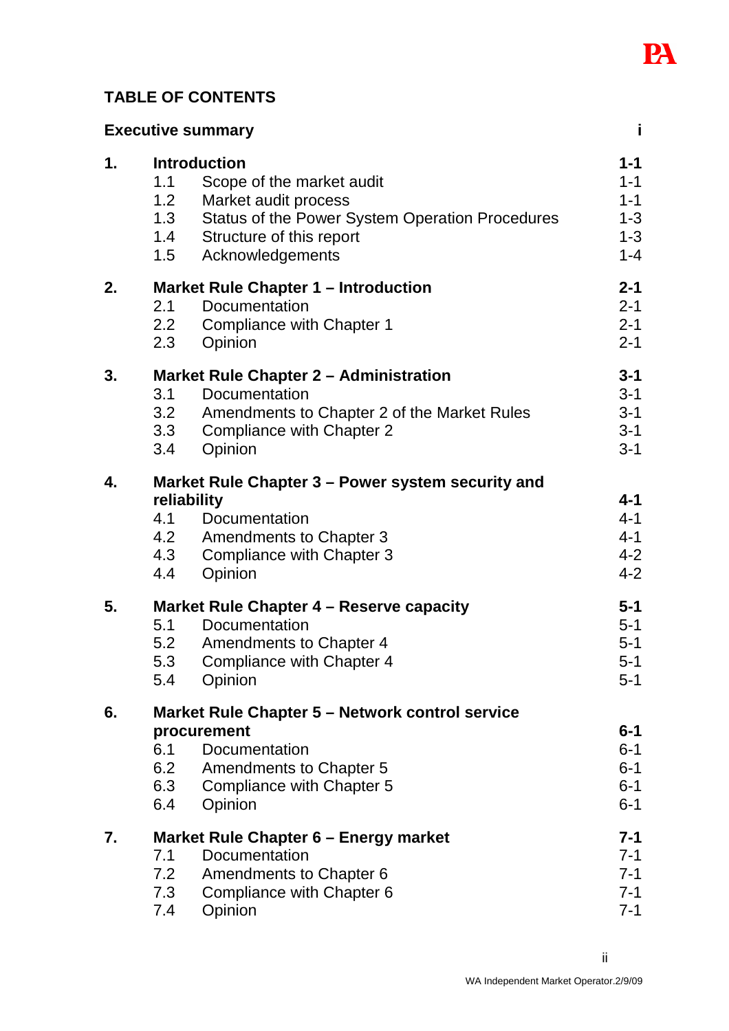# TABLE OF CONTENTS

| | | |
|---|---|---|
| **Executive summary** | | **i** |
| **1.** | **Introduction** | **1-1** |
| 1.1 | Scope of the market audit | 1-1 |
| 1.2 | Market audit process | 1-1 |
| 1.3 | Status of the Power System Operation Procedures | 1-3 |
| 1.4 | Structure of this report | 1-3 |
| 1.5 | Acknowledgements | 1-4 |
| **2.** | **Market Rule Chapter 1 – Introduction** | **2-1** |
| 2.1 | Documentation | 2-1 |
| 2.2 | Compliance with Chapter 1 | 2-1 |
| 2.3 | Opinion | 2-1 |
| **3.** | **Market Rule Chapter 2 – Administration** | **3-1** |
| 3.1 | Documentation | 3-1 |
| 3.2 | Amendments to Chapter 2 of the Market Rules | 3-1 |
| 3.3 | Compliance with Chapter 2 | 3-1 |
| 3.4 | Opinion | 3-1 |
| **4.** | **Market Rule Chapter 3 – Power system security and reliability** | **4-1** |
| 4.1 | Documentation | 4-1 |
| 4.2 | Amendments to Chapter 3 | 4-1 |
| 4.3 | Compliance with Chapter 3 | 4-2 |
| 4.4 | Opinion | 4-2 |
| **5.** | **Market Rule Chapter 4 – Reserve capacity** | **5-1** |
| 5.1 | Documentation | 5-1 |
| 5.2 | Amendments to Chapter 4 | 5-1 |
| 5.3 | Compliance with Chapter 4 | 5-1 |
| 5.4 | Opinion | 5-1 |
| **6.** | **Market Rule Chapter 5 – Network control service procurement** | **6-1** |
| 6.1 | Documentation | 6-1 |
| 6.2 | Amendments to Chapter 5 | 6-1 |
| 6.3 | Compliance with Chapter 5 | 6-1 |
| 6.4 | Opinion | 6-1 |
| **7.** | **Market Rule Chapter 6 – Energy market** | **7-1** |
| 7.1 | Documentation | 7-1 |
| 7.2 | Amendments to Chapter 6 | 7-1 |
| 7.3 | Compliance with Chapter 6 | 7-1 |
| 7.4 | Opinion | 7-1 |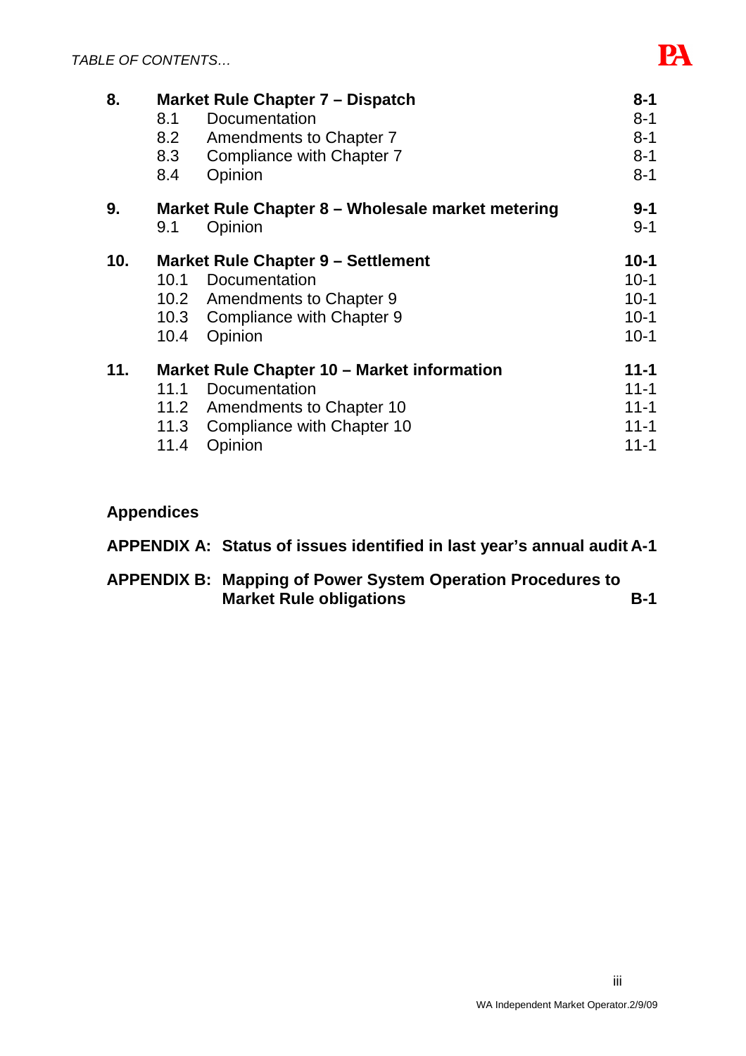| | | |
|---|---|---|
| **8.** | **Market Rule Chapter 7 – Dispatch** | **8-1** |
| | 8.1 Documentation | 8-1 |
| | 8.2 Amendments to Chapter 7 | 8-1 |
| | 8.3 Compliance with Chapter 7 | 8-1 |
| | 8.4 Opinion | 8-1 |
| **9.** | **Market Rule Chapter 8 – Wholesale market metering** | **9-1** |
| | 9.1 Opinion | 9-1 |
| **10.** | **Market Rule Chapter 9 – Settlement** | **10-1** |
| | 10.1 Documentation | 10-1 |
| | 10.2 Amendments to Chapter 9 | 10-1 |
| | 10.3 Compliance with Chapter 9 | 10-1 |
| | 10.4 Opinion | 10-1 |
| **11.** | **Market Rule Chapter 10 – Market information** | **11-1** |
| | 11.1 Documentation | 11-1 |
| | 11.2 Amendments to Chapter 10 | 11-1 |
| | 11.3 Compliance with Chapter 10 | 11-1 |
| | 11.4 Opinion | 11-1 |

**Appendices**

| | | |
|---|---|---|
| **APPENDIX A:** | **Status of issues identified in last year's annual audit** | **A-1** |
| **APPENDIX B:** | **Mapping of Power System Operation Procedures to Market Rule obligations** | **B-1** |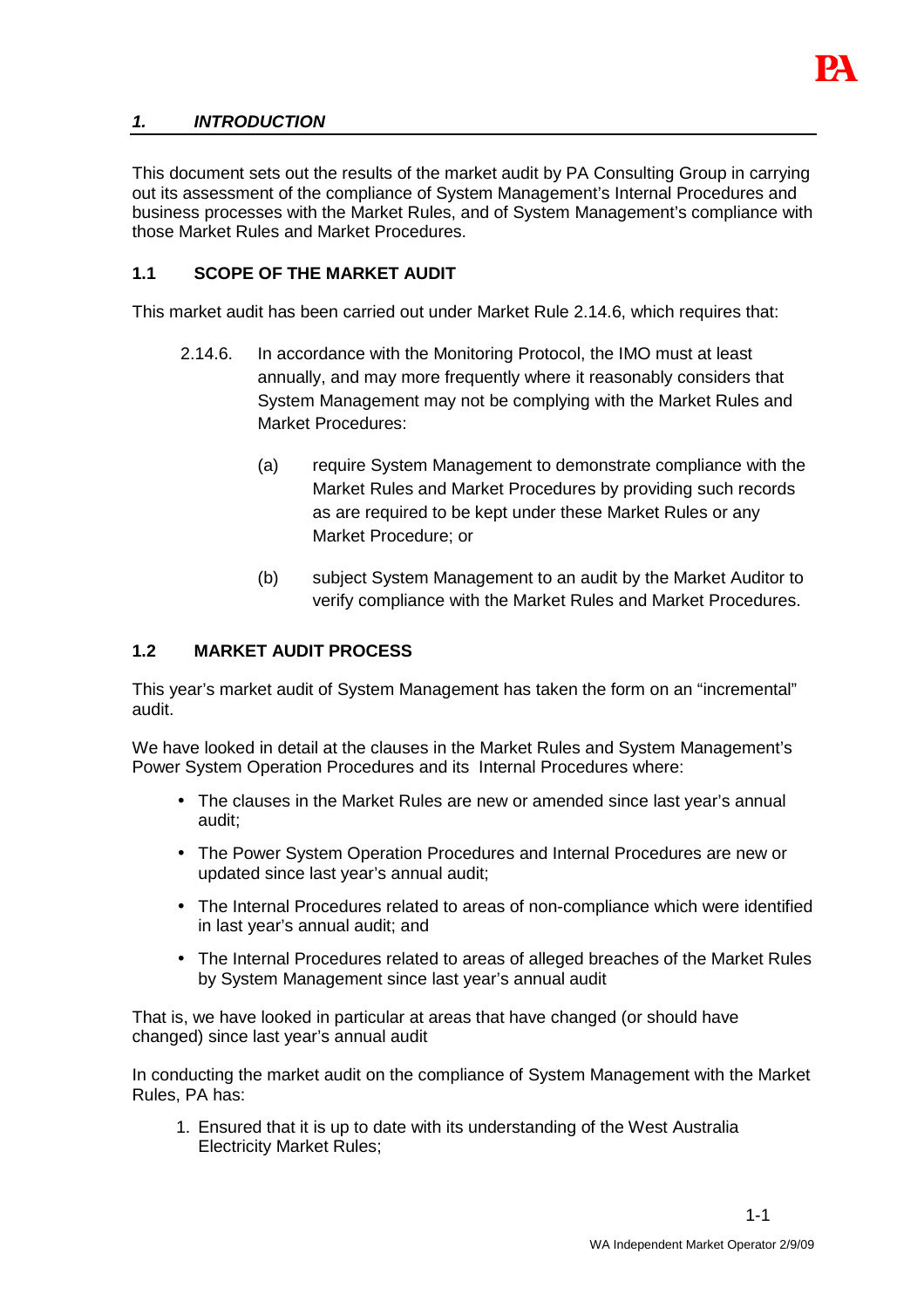## *1. INTRODUCTION*

This document sets out the results of the market audit by PA Consulting Group in carrying out its assessment of the compliance of System Management's Internal Procedures and business processes with the Market Rules, and of System Management's compliance with those Market Rules and Market Procedures.

### 1.1 SCOPE OF THE MARKET AUDIT

This market audit has been carried out under Market Rule 2.14.6, which requires that:

> 2.14.6. In accordance with the Monitoring Protocol, the IMO must at least annually, and may more frequently where it reasonably considers that System Management may not be complying with the Market Rules and Market Procedures:
>
> (a) require System Management to demonstrate compliance with the Market Rules and Market Procedures by providing such records as are required to be kept under these Market Rules or any Market Procedure; or
>
> (b) subject System Management to an audit by the Market Auditor to verify compliance with the Market Rules and Market Procedures.

### 1.2 MARKET AUDIT PROCESS

This year's market audit of System Management has taken the form on an "incremental" audit.

We have looked in detail at the clauses in the Market Rules and System Management's Power System Operation Procedures and its Internal Procedures where:

- The clauses in the Market Rules are new or amended since last year's annual audit;
- The Power System Operation Procedures and Internal Procedures are new or updated since last year's annual audit;
- The Internal Procedures related to areas of non-compliance which were identified in last year's annual audit; and
- The Internal Procedures related to areas of alleged breaches of the Market Rules by System Management since last year's annual audit

That is, we have looked in particular at areas that have changed (or should have changed) since last year's annual audit

In conducting the market audit on the compliance of System Management with the Market Rules, PA has:

1. Ensured that it is up to date with its understanding of the West Australia Electricity Market Rules;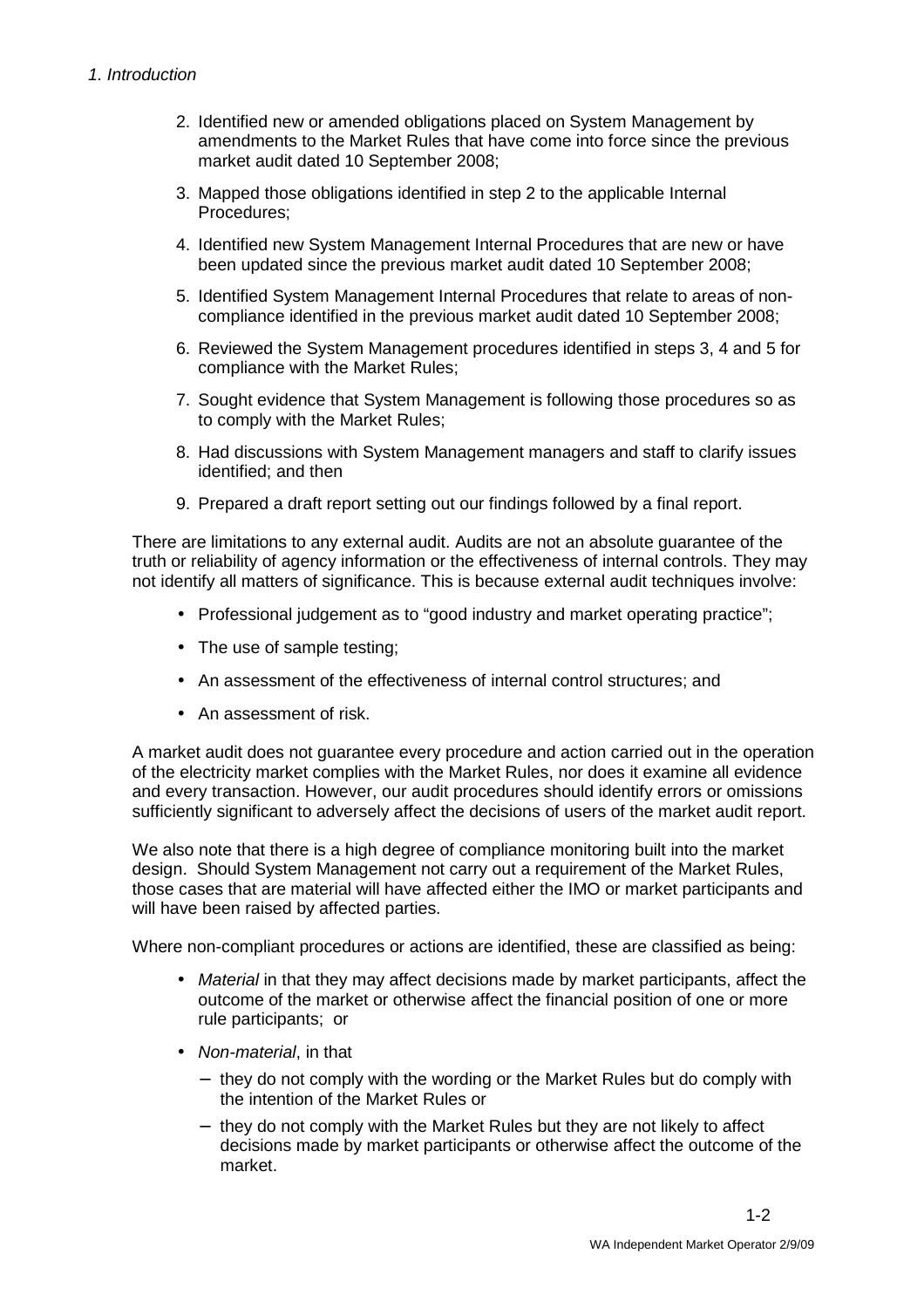2. Identified new or amended obligations placed on System Management by amendments to the Market Rules that have come into force since the previous market audit dated 10 September 2008;
3. Mapped those obligations identified in step 2 to the applicable Internal Procedures;
4. Identified new System Management Internal Procedures that are new or have been updated since the previous market audit dated 10 September 2008;
5. Identified System Management Internal Procedures that relate to areas of non-compliance identified in the previous market audit dated 10 September 2008;
6. Reviewed the System Management procedures identified in steps 3, 4 and 5 for compliance with the Market Rules;
7. Sought evidence that System Management is following those procedures so as to comply with the Market Rules;
8. Had discussions with System Management managers and staff to clarify issues identified; and then
9. Prepared a draft report setting out our findings followed by a final report.

There are limitations to any external audit. Audits are not an absolute guarantee of the truth or reliability of agency information or the effectiveness of internal controls. They may not identify all matters of significance. This is because external audit techniques involve:

- Professional judgement as to "good industry and market operating practice";
- The use of sample testing;
- An assessment of the effectiveness of internal control structures; and
- An assessment of risk.

A market audit does not guarantee every procedure and action carried out in the operation of the electricity market complies with the Market Rules, nor does it examine all evidence and every transaction. However, our audit procedures should identify errors or omissions sufficiently significant to adversely affect the decisions of users of the market audit report.

We also note that there is a high degree of compliance monitoring built into the market design. Should System Management not carry out a requirement of the Market Rules, those cases that are material will have affected either the IMO or market participants and will have been raised by affected parties.

Where non-compliant procedures or actions are identified, these are classified as being:

- *Material* in that they may affect decisions made by market participants, affect the outcome of the market or otherwise affect the financial position of one or more rule participants; or
- *Non-material*, in that
  - they do not comply with the wording or the Market Rules but do comply with the intention of the Market Rules or
  - they do not comply with the Market Rules but they are not likely to affect decisions made by market participants or otherwise affect the outcome of the market.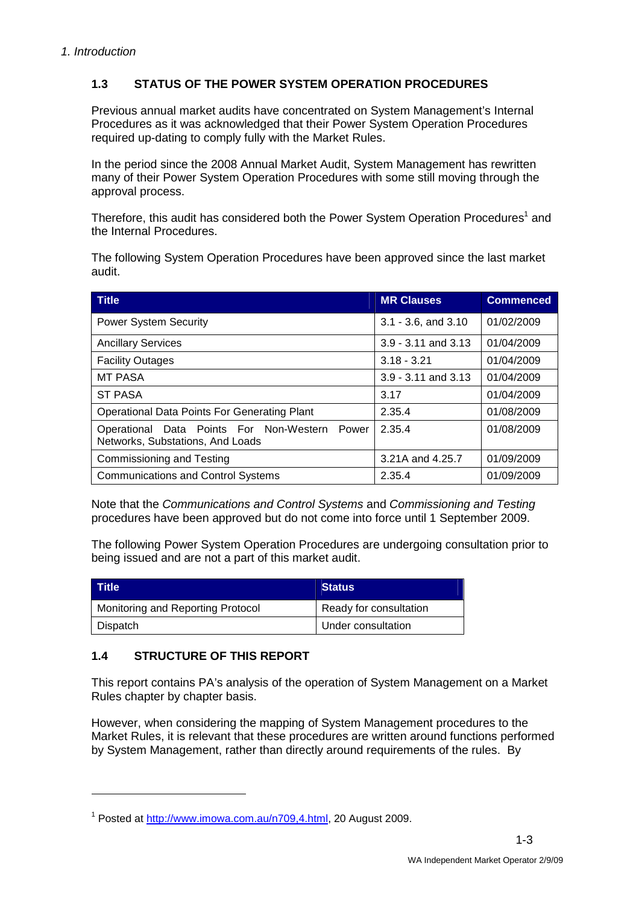### 1.3 STATUS OF THE POWER SYSTEM OPERATION PROCEDURES

Previous annual market audits have concentrated on System Management's Internal Procedures as it was acknowledged that their Power System Operation Procedures required up-dating to comply fully with the Market Rules.

In the period since the 2008 Annual Market Audit, System Management has rewritten many of their Power System Operation Procedures with some still moving through the approval process.

Therefore, this audit has considered both the Power System Operation Procedures[1] and the Internal Procedures.

The following System Operation Procedures have been approved since the last market audit.

| Title | MR Clauses | Commenced |
|---|---|---|
| Power System Security | 3.1 - 3.6, and 3.10 | 01/02/2009 |
| Ancillary Services | 3.9 - 3.11 and 3.13 | 01/04/2009 |
| Facility Outages | 3.18 - 3.21 | 01/04/2009 |
| MT PASA | 3.9 - 3.11 and 3.13 | 01/04/2009 |
| ST PASA | 3.17 | 01/04/2009 |
| Operational Data Points For Generating Plant | 2.35.4 | 01/08/2009 |
| Operational Data Points For Non-Western Power Networks, Substations, And Loads | 2.35.4 | 01/08/2009 |
| Commissioning and Testing | 3.21A and 4.25.7 | 01/09/2009 |
| Communications and Control Systems | 2.35.4 | 01/09/2009 |

Note that the *Communications and Control Systems* and *Commissioning and Testing* procedures have been approved but do not come into force until 1 September 2009.

The following Power System Operation Procedures are undergoing consultation prior to being issued and are not a part of this market audit.

| Title | Status |
|---|---|
| Monitoring and Reporting Protocol | Ready for consultation |
| Dispatch | Under consultation |

### 1.4 STRUCTURE OF THIS REPORT

This report contains PA's analysis of the operation of System Management on a Market Rules chapter by chapter basis.

However, when considering the mapping of System Management procedures to the Market Rules, it is relevant that these procedures are written around functions performed by System Management, rather than directly around requirements of the rules. By

[1] Posted at http://www.imowa.com.au/n709,4.html, 20 August 2009.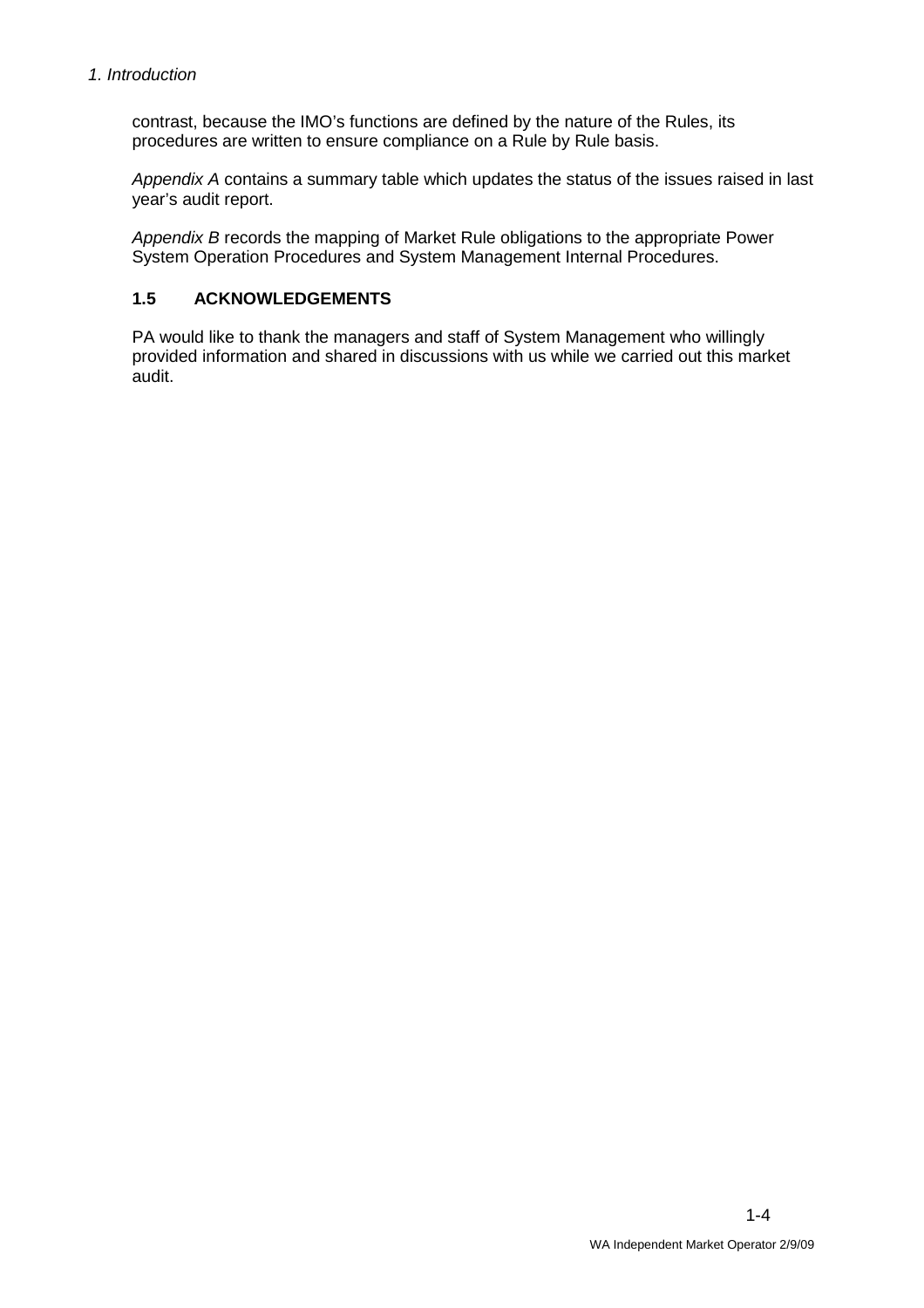contrast, because the IMO's functions are defined by the nature of the Rules, its procedures are written to ensure compliance on a Rule by Rule basis.

*Appendix A* contains a summary table which updates the status of the issues raised in last year's audit report.

*Appendix B* records the mapping of Market Rule obligations to the appropriate Power System Operation Procedures and System Management Internal Procedures.

### 1.5 ACKNOWLEDGEMENTS

PA would like to thank the managers and staff of System Management who willingly provided information and shared in discussions with us while we carried out this market audit.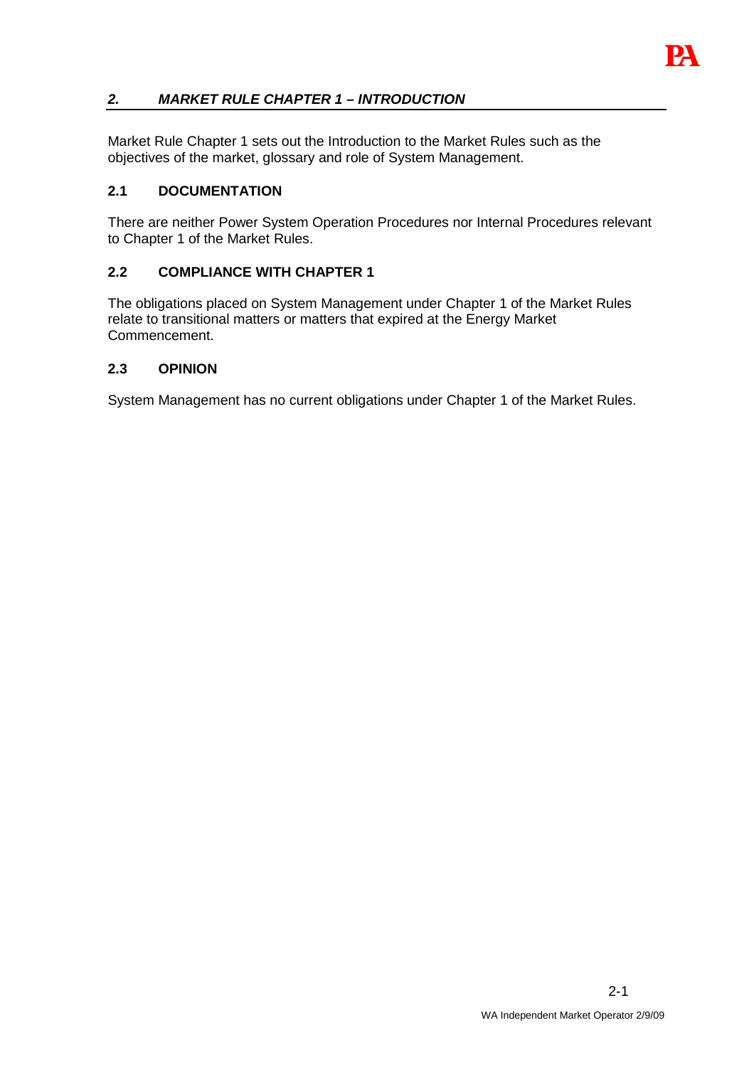## *2. MARKET RULE CHAPTER 1 – INTRODUCTION*

Market Rule Chapter 1 sets out the Introduction to the Market Rules such as the objectives of the market, glossary and role of System Management.

### 2.1 DOCUMENTATION

There are neither Power System Operation Procedures nor Internal Procedures relevant to Chapter 1 of the Market Rules.

### 2.2 COMPLIANCE WITH CHAPTER 1

The obligations placed on System Management under Chapter 1 of the Market Rules relate to transitional matters or matters that expired at the Energy Market Commencement.

### 2.3 OPINION

System Management has no current obligations under Chapter 1 of the Market Rules.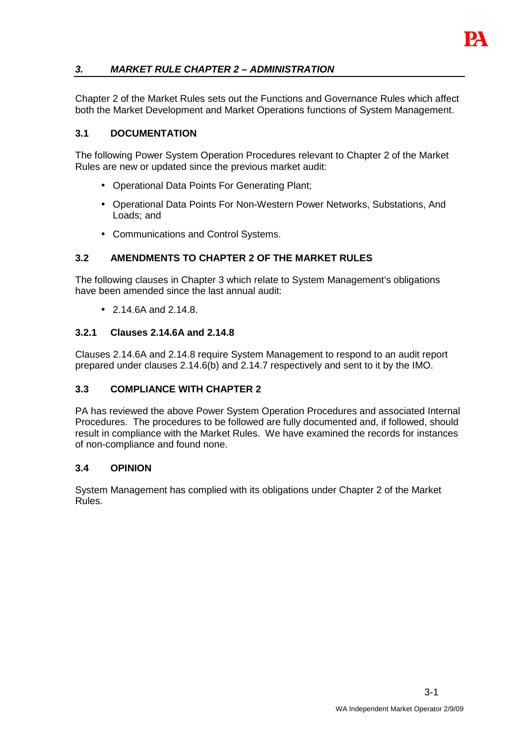## *3. MARKET RULE CHAPTER 2 – ADMINISTRATION*

Chapter 2 of the Market Rules sets out the Functions and Governance Rules which affect both the Market Development and Market Operations functions of System Management.

### 3.1 DOCUMENTATION

The following Power System Operation Procedures relevant to Chapter 2 of the Market Rules are new or updated since the previous market audit:

- Operational Data Points For Generating Plant;
- Operational Data Points For Non-Western Power Networks, Substations, And Loads; and
- Communications and Control Systems.

### 3.2 AMENDMENTS TO CHAPTER 2 OF THE MARKET RULES

The following clauses in Chapter 3 which relate to System Management's obligations have been amended since the last annual audit:

- 2.14.6A and 2.14.8.

#### 3.2.1 Clauses 2.14.6A and 2.14.8

Clauses 2.14.6A and 2.14.8 require System Management to respond to an audit report prepared under clauses 2.14.6(b) and 2.14.7 respectively and sent to it by the IMO.

### 3.3 COMPLIANCE WITH CHAPTER 2

PA has reviewed the above Power System Operation Procedures and associated Internal Procedures. The procedures to be followed are fully documented and, if followed, should result in compliance with the Market Rules. We have examined the records for instances of non-compliance and found none.

### 3.4 OPINION

System Management has complied with its obligations under Chapter 2 of the Market Rules.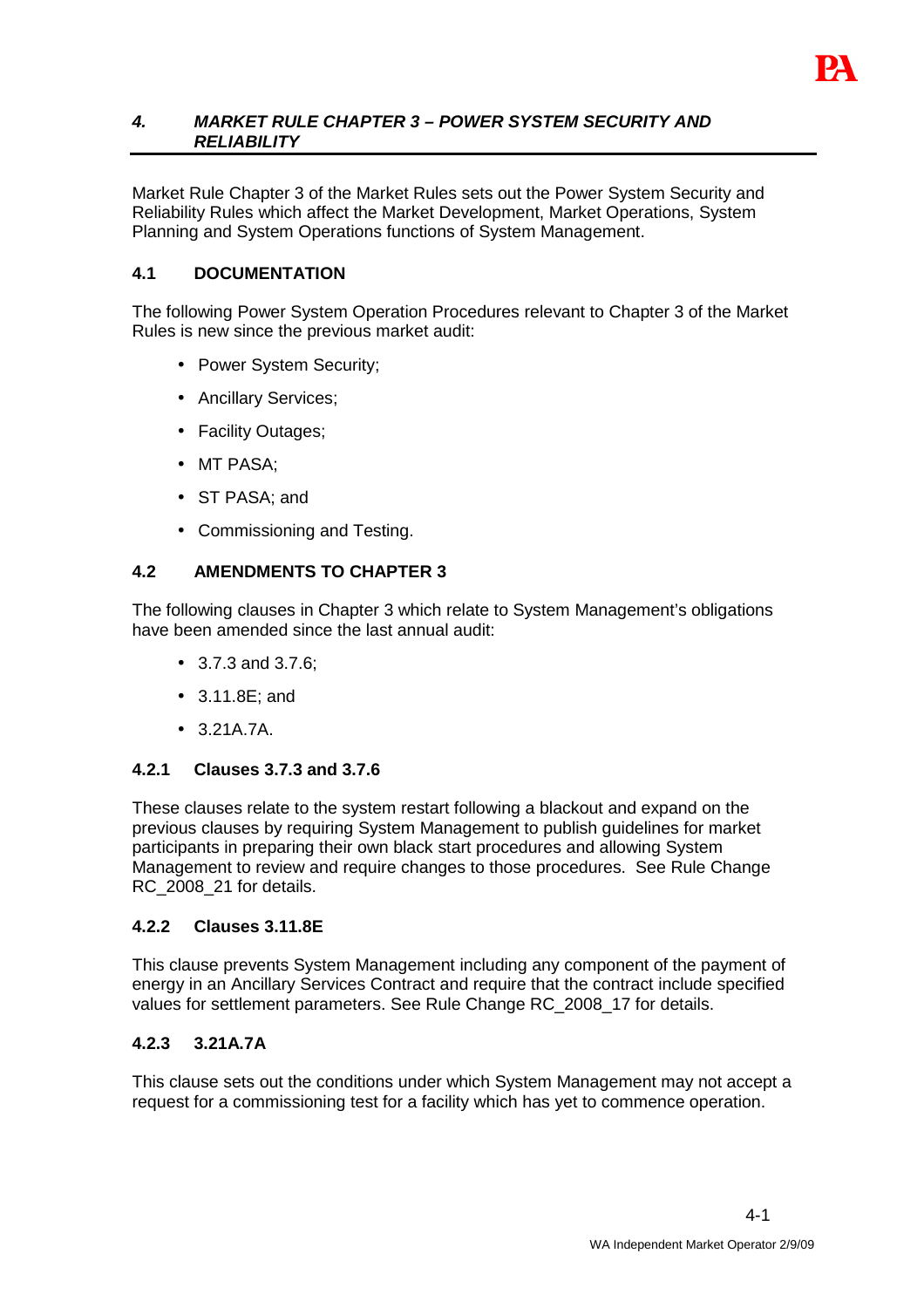## *4. MARKET RULE CHAPTER 3 – POWER SYSTEM SECURITY AND RELIABILITY*

Market Rule Chapter 3 of the Market Rules sets out the Power System Security and Reliability Rules which affect the Market Development, Market Operations, System Planning and System Operations functions of System Management.

### 4.1 DOCUMENTATION

The following Power System Operation Procedures relevant to Chapter 3 of the Market Rules is new since the previous market audit:

- Power System Security;
- Ancillary Services;
- Facility Outages;
- MT PASA;
- ST PASA; and
- Commissioning and Testing.

### 4.2 AMENDMENTS TO CHAPTER 3

The following clauses in Chapter 3 which relate to System Management's obligations have been amended since the last annual audit:

- 3.7.3 and 3.7.6;
- 3.11.8E; and
- 3.21A.7A.

#### 4.2.1 Clauses 3.7.3 and 3.7.6

These clauses relate to the system restart following a blackout and expand on the previous clauses by requiring System Management to publish guidelines for market participants in preparing their own black start procedures and allowing System Management to review and require changes to those procedures. See Rule Change RC_2008_21 for details.

#### 4.2.2 Clauses 3.11.8E

This clause prevents System Management including any component of the payment of energy in an Ancillary Services Contract and require that the contract include specified values for settlement parameters. See Rule Change RC_2008_17 for details.

#### 4.2.3 3.21A.7A

This clause sets out the conditions under which System Management may not accept a request for a commissioning test for a facility which has yet to commence operation.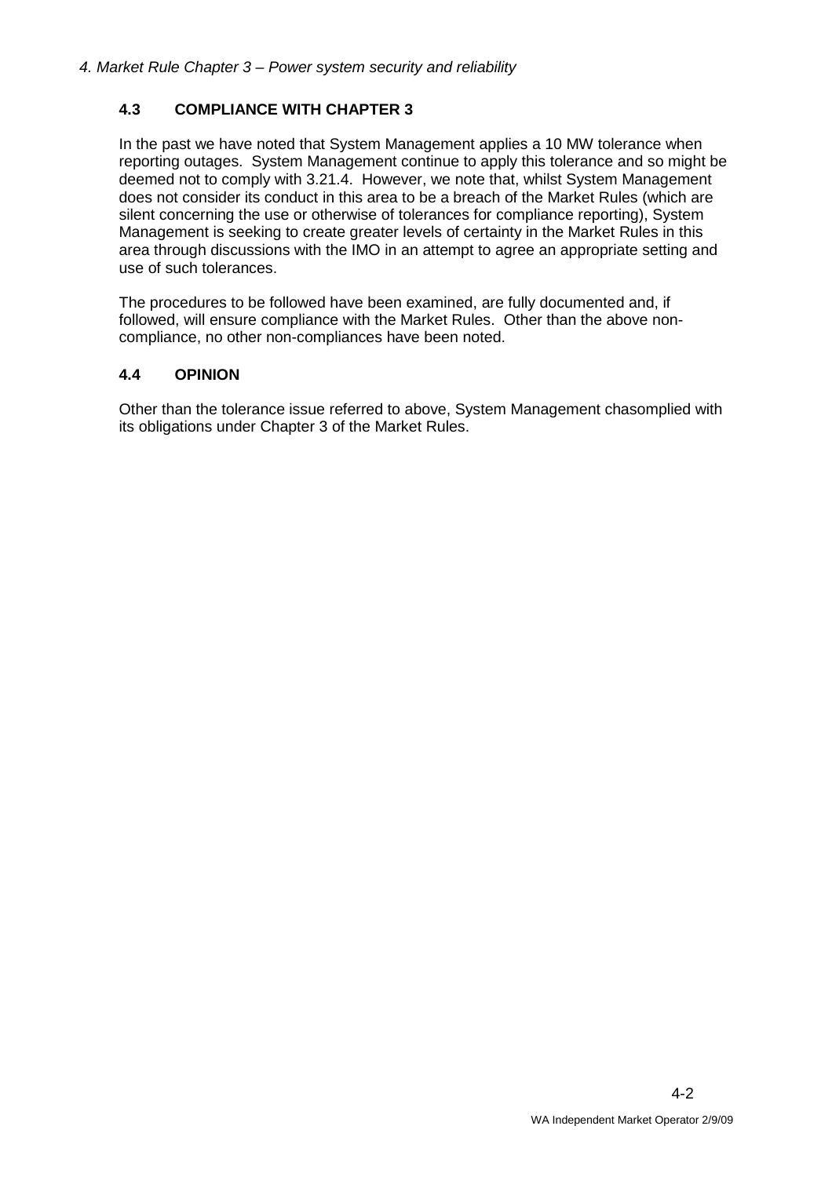### 4.3 COMPLIANCE WITH CHAPTER 3

In the past we have noted that System Management applies a 10 MW tolerance when reporting outages. System Management continue to apply this tolerance and so might be deemed not to comply with 3.21.4. However, we note that, whilst System Management does not consider its conduct in this area to be a breach of the Market Rules (which are silent concerning the use or otherwise of tolerances for compliance reporting), System Management is seeking to create greater levels of certainty in the Market Rules in this area through discussions with the IMO in an attempt to agree an appropriate setting and use of such tolerances.

The procedures to be followed have been examined, are fully documented and, if followed, will ensure compliance with the Market Rules. Other than the above non-compliance, no other non-compliances have been noted.

### 4.4 OPINION

Other than the tolerance issue referred to above, System Management chasomplied with its obligations under Chapter 3 of the Market Rules.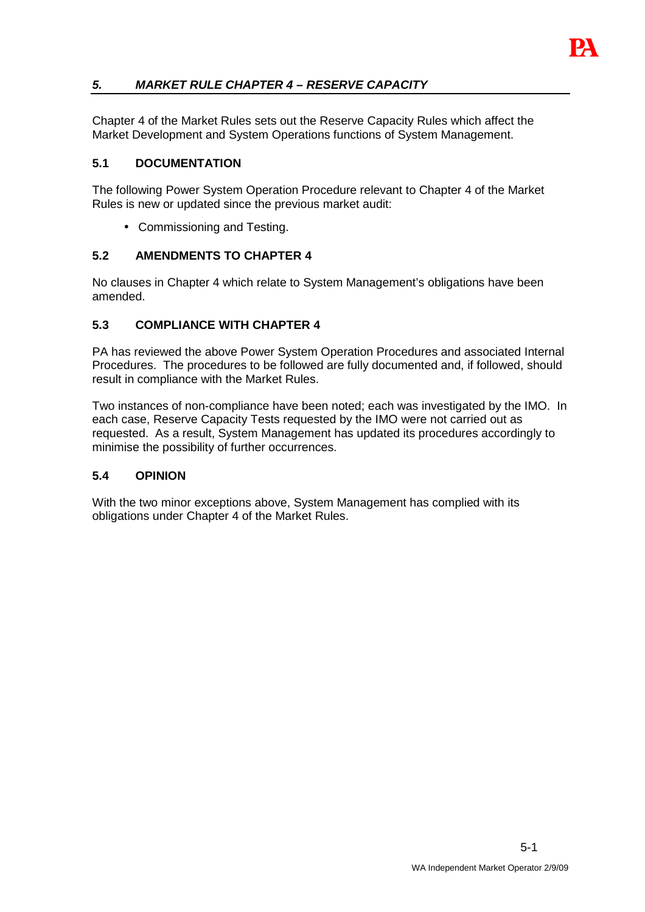## *5. MARKET RULE CHAPTER 4 – RESERVE CAPACITY*

Chapter 4 of the Market Rules sets out the Reserve Capacity Rules which affect the Market Development and System Operations functions of System Management.

### 5.1 DOCUMENTATION

The following Power System Operation Procedure relevant to Chapter 4 of the Market Rules is new or updated since the previous market audit:

- Commissioning and Testing.

### 5.2 AMENDMENTS TO CHAPTER 4

No clauses in Chapter 4 which relate to System Management's obligations have been amended.

### 5.3 COMPLIANCE WITH CHAPTER 4

PA has reviewed the above Power System Operation Procedures and associated Internal Procedures. The procedures to be followed are fully documented and, if followed, should result in compliance with the Market Rules.

Two instances of non-compliance have been noted; each was investigated by the IMO. In each case, Reserve Capacity Tests requested by the IMO were not carried out as requested. As a result, System Management has updated its procedures accordingly to minimise the possibility of further occurrences.

### 5.4 OPINION

With the two minor exceptions above, System Management has complied with its obligations under Chapter 4 of the Market Rules.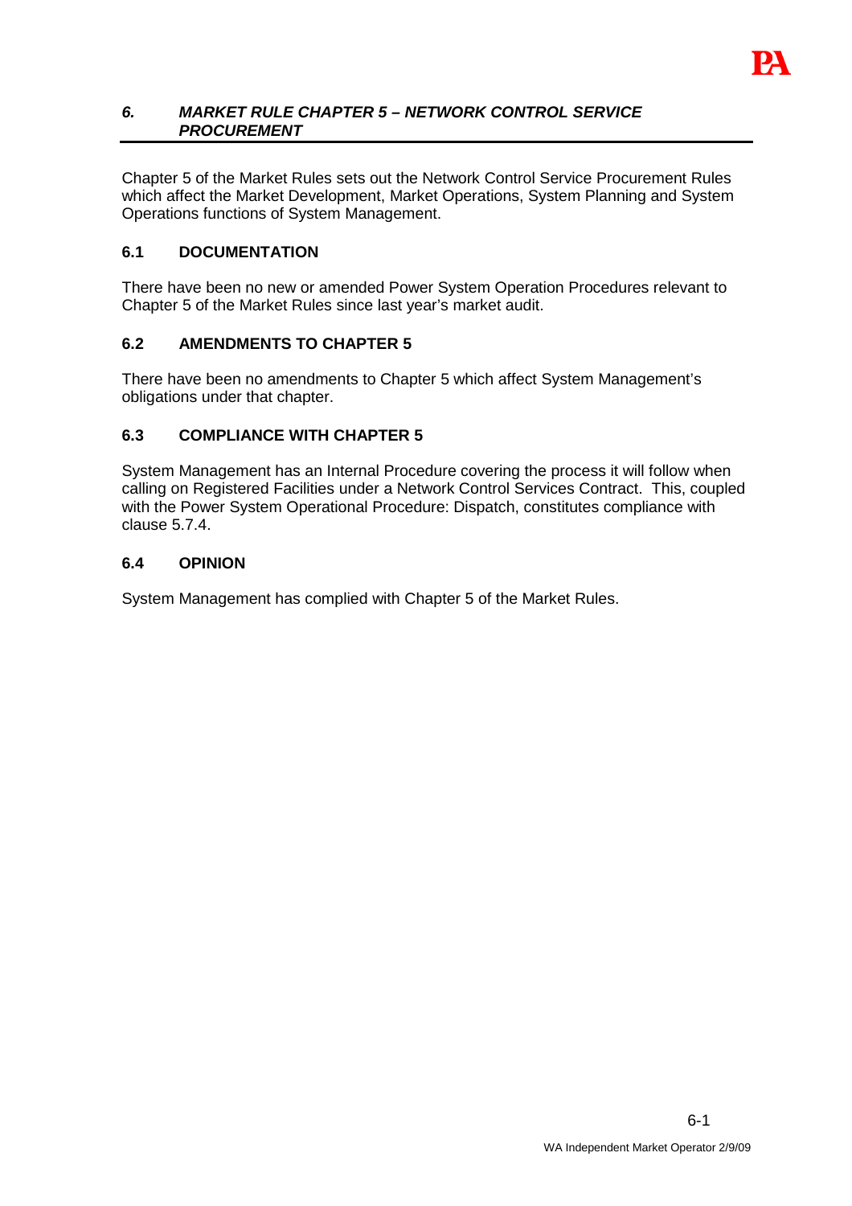## *6. MARKET RULE CHAPTER 5 – NETWORK CONTROL SERVICE PROCUREMENT*

Chapter 5 of the Market Rules sets out the Network Control Service Procurement Rules which affect the Market Development, Market Operations, System Planning and System Operations functions of System Management.

### 6.1 DOCUMENTATION

There have been no new or amended Power System Operation Procedures relevant to Chapter 5 of the Market Rules since last year's market audit.

### 6.2 AMENDMENTS TO CHAPTER 5

There have been no amendments to Chapter 5 which affect System Management's obligations under that chapter.

### 6.3 COMPLIANCE WITH CHAPTER 5

System Management has an Internal Procedure covering the process it will follow when calling on Registered Facilities under a Network Control Services Contract. This, coupled with the Power System Operational Procedure: Dispatch, constitutes compliance with clause 5.7.4.

### 6.4 OPINION

System Management has complied with Chapter 5 of the Market Rules.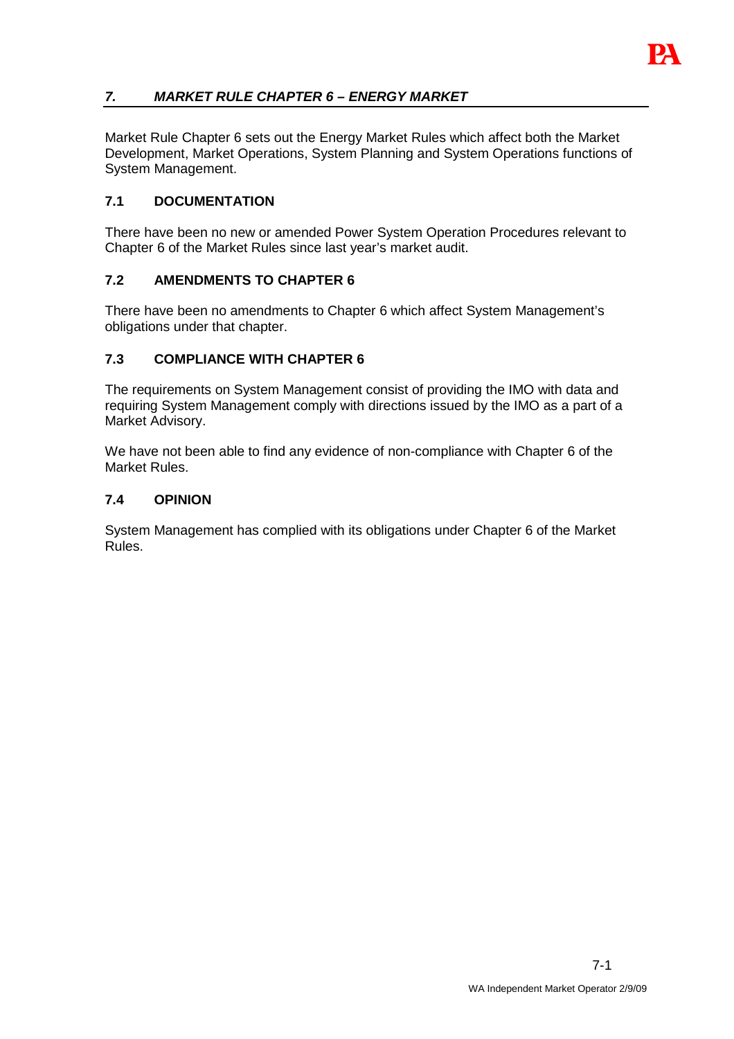## *7. MARKET RULE CHAPTER 6 – ENERGY MARKET*

Market Rule Chapter 6 sets out the Energy Market Rules which affect both the Market Development, Market Operations, System Planning and System Operations functions of System Management.

### 7.1 DOCUMENTATION

There have been no new or amended Power System Operation Procedures relevant to Chapter 6 of the Market Rules since last year's market audit.

### 7.2 AMENDMENTS TO CHAPTER 6

There have been no amendments to Chapter 6 which affect System Management's obligations under that chapter.

### 7.3 COMPLIANCE WITH CHAPTER 6

The requirements on System Management consist of providing the IMO with data and requiring System Management comply with directions issued by the IMO as a part of a Market Advisory.

We have not been able to find any evidence of non-compliance with Chapter 6 of the Market Rules.

### 7.4 OPINION

System Management has complied with its obligations under Chapter 6 of the Market Rules.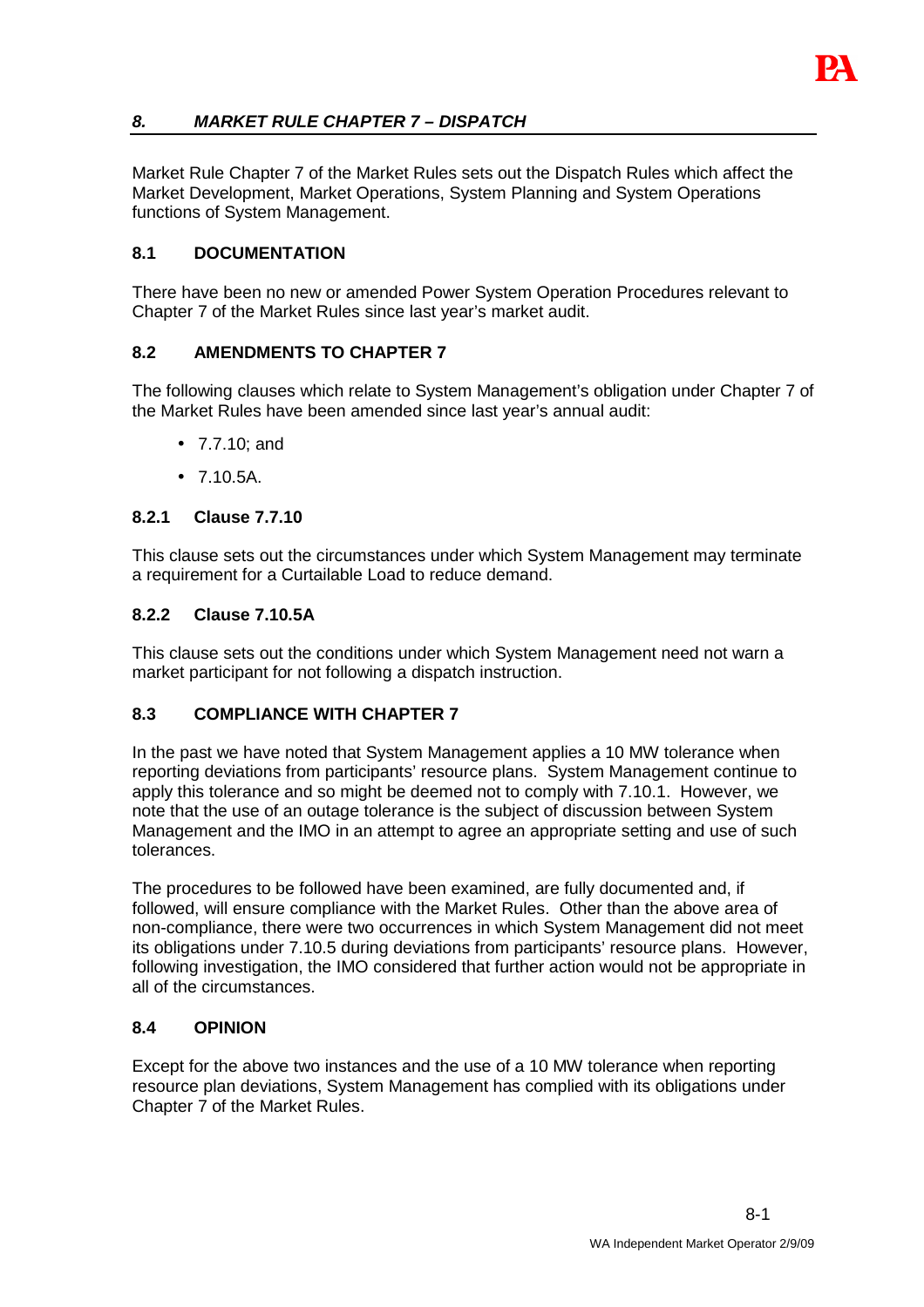## *8. MARKET RULE CHAPTER 7 – DISPATCH*

Market Rule Chapter 7 of the Market Rules sets out the Dispatch Rules which affect the Market Development, Market Operations, System Planning and System Operations functions of System Management.

### 8.1 DOCUMENTATION

There have been no new or amended Power System Operation Procedures relevant to Chapter 7 of the Market Rules since last year's market audit.

### 8.2 AMENDMENTS TO CHAPTER 7

The following clauses which relate to System Management's obligation under Chapter 7 of the Market Rules have been amended since last year's annual audit:

- 7.7.10; and
- 7.10.5A.

#### 8.2.1 Clause 7.7.10

This clause sets out the circumstances under which System Management may terminate a requirement for a Curtailable Load to reduce demand.

#### 8.2.2 Clause 7.10.5A

This clause sets out the conditions under which System Management need not warn a market participant for not following a dispatch instruction.

### 8.3 COMPLIANCE WITH CHAPTER 7

In the past we have noted that System Management applies a 10 MW tolerance when reporting deviations from participants' resource plans. System Management continue to apply this tolerance and so might be deemed not to comply with 7.10.1. However, we note that the use of an outage tolerance is the subject of discussion between System Management and the IMO in an attempt to agree an appropriate setting and use of such tolerances.

The procedures to be followed have been examined, are fully documented and, if followed, will ensure compliance with the Market Rules. Other than the above area of non-compliance, there were two occurrences in which System Management did not meet its obligations under 7.10.5 during deviations from participants' resource plans. However, following investigation, the IMO considered that further action would not be appropriate in all of the circumstances.

### 8.4 OPINION

Except for the above two instances and the use of a 10 MW tolerance when reporting resource plan deviations, System Management has complied with its obligations under Chapter 7 of the Market Rules.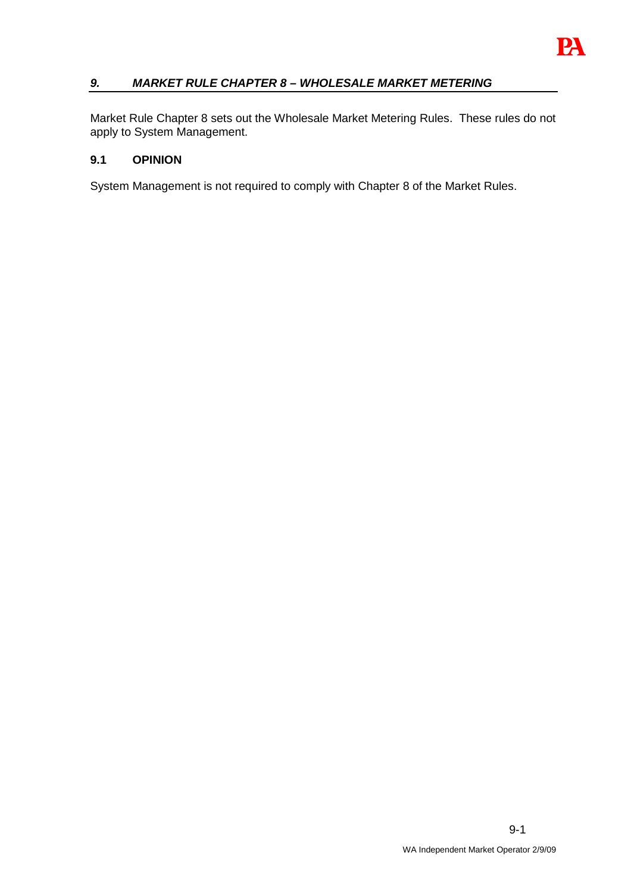## *9. MARKET RULE CHAPTER 8 – WHOLESALE MARKET METERING*

Market Rule Chapter 8 sets out the Wholesale Market Metering Rules. These rules do not apply to System Management.

### 9.1 OPINION

System Management is not required to comply with Chapter 8 of the Market Rules.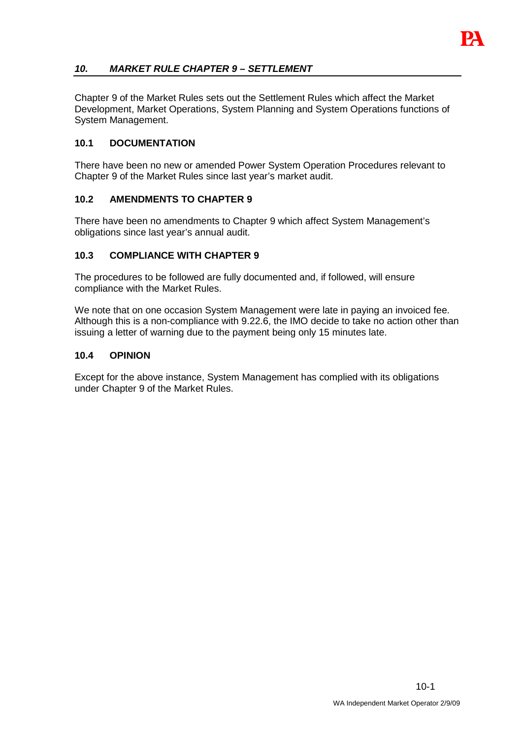## *10. MARKET RULE CHAPTER 9 – SETTLEMENT*

Chapter 9 of the Market Rules sets out the Settlement Rules which affect the Market Development, Market Operations, System Planning and System Operations functions of System Management.

### 10.1 DOCUMENTATION

There have been no new or amended Power System Operation Procedures relevant to Chapter 9 of the Market Rules since last year's market audit.

### 10.2 AMENDMENTS TO CHAPTER 9

There have been no amendments to Chapter 9 which affect System Management's obligations since last year's annual audit.

### 10.3 COMPLIANCE WITH CHAPTER 9

The procedures to be followed are fully documented and, if followed, will ensure compliance with the Market Rules.

We note that on one occasion System Management were late in paying an invoiced fee. Although this is a non-compliance with 9.22.6, the IMO decide to take no action other than issuing a letter of warning due to the payment being only 15 minutes late.

### 10.4 OPINION

Except for the above instance, System Management has complied with its obligations under Chapter 9 of the Market Rules.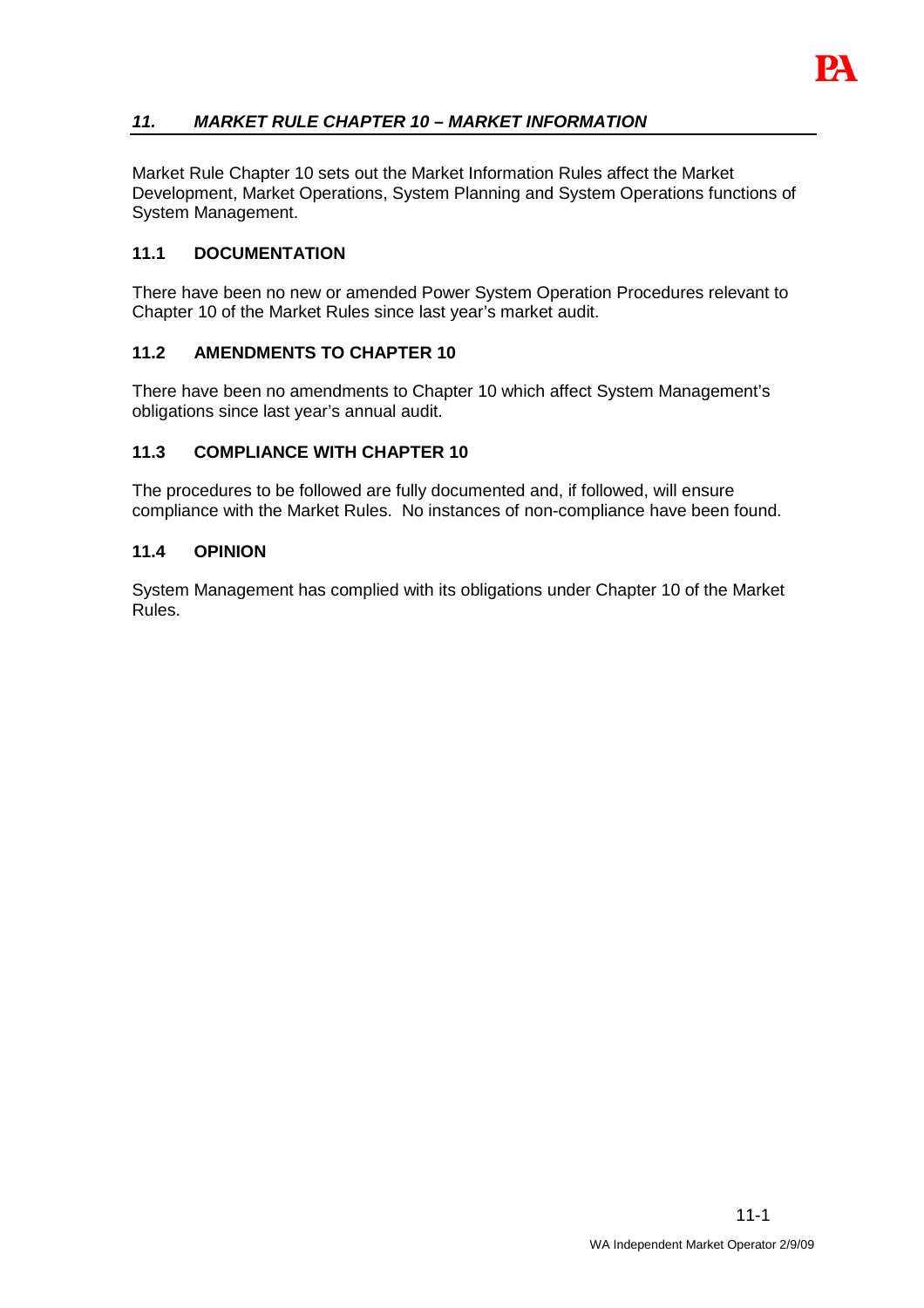## *11. MARKET RULE CHAPTER 10 – MARKET INFORMATION*

Market Rule Chapter 10 sets out the Market Information Rules affect the Market Development, Market Operations, System Planning and System Operations functions of System Management.

### 11.1 DOCUMENTATION

There have been no new or amended Power System Operation Procedures relevant to Chapter 10 of the Market Rules since last year's market audit.

### 11.2 AMENDMENTS TO CHAPTER 10

There have been no amendments to Chapter 10 which affect System Management's obligations since last year's annual audit.

### 11.3 COMPLIANCE WITH CHAPTER 10

The procedures to be followed are fully documented and, if followed, will ensure compliance with the Market Rules. No instances of non-compliance have been found.

### 11.4 OPINION

System Management has complied with its obligations under Chapter 10 of the Market Rules.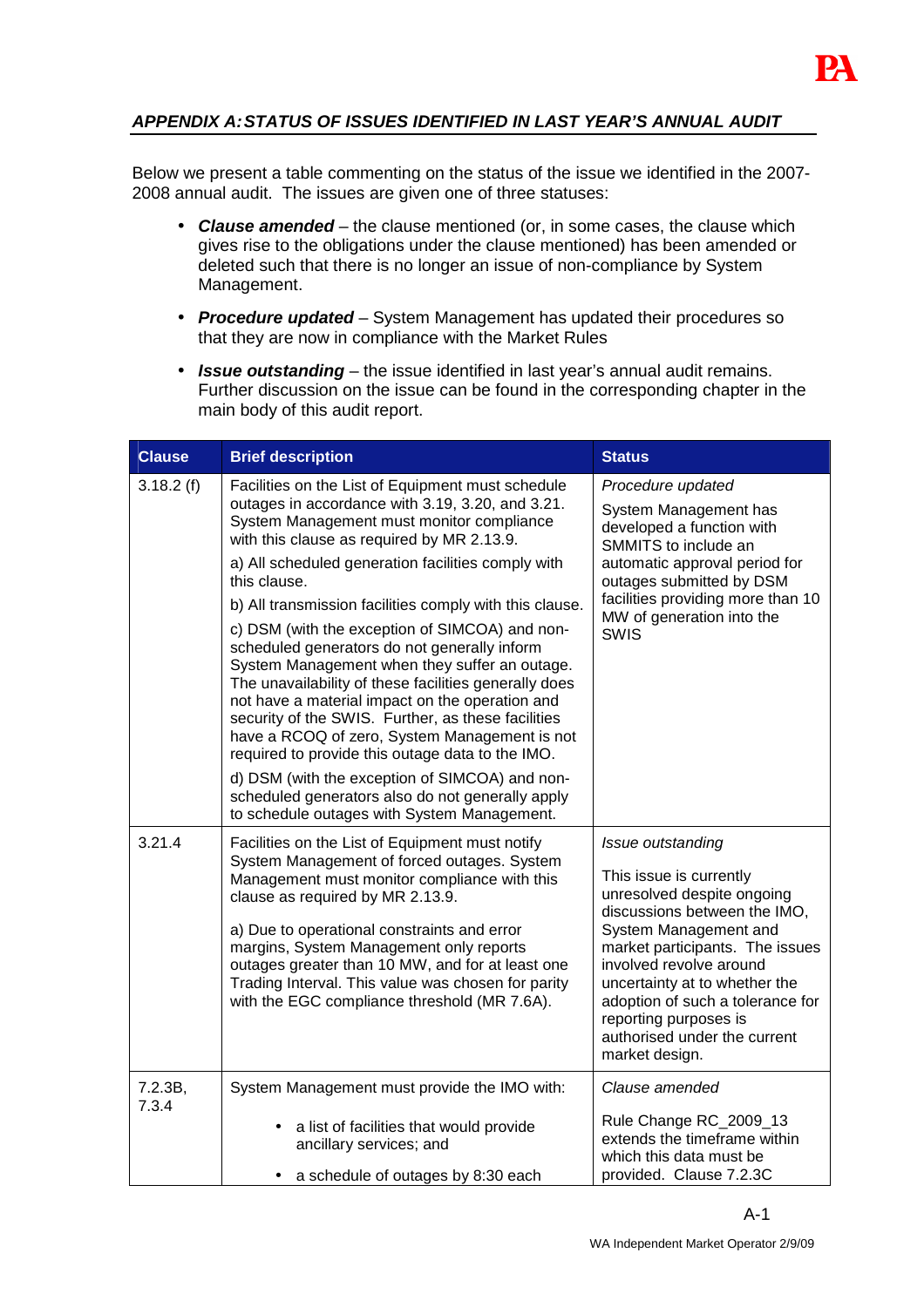## *APPENDIX A: STATUS OF ISSUES IDENTIFIED IN LAST YEAR'S ANNUAL AUDIT*

Below we present a table commenting on the status of the issue we identified in the 2007-2008 annual audit. The issues are given one of three statuses:

- ***Clause amended*** – the clause mentioned (or, in some cases, the clause which gives rise to the obligations under the clause mentioned) has been amended or deleted such that there is no longer an issue of non-compliance by System Management.
- ***Procedure updated*** – System Management has updated their procedures so that they are now in compliance with the Market Rules
- ***Issue outstanding*** – the issue identified in last year's annual audit remains. Further discussion on the issue can be found in the corresponding chapter in the main body of this audit report.

| Clause | Brief description | Status |
|---|---|---|
| 3.18.2 (f) | Facilities on the List of Equipment must schedule outages in accordance with 3.19, 3.20, and 3.21. System Management must monitor compliance with this clause as required by MR 2.13.9.<br><br>a) All scheduled generation facilities comply with this clause.<br><br>b) All transmission facilities comply with this clause.<br><br>c) DSM (with the exception of SIMCOA) and non-scheduled generators do not generally inform System Management when they suffer an outage. The unavailability of these facilities generally does not have a material impact on the operation and security of the SWIS. Further, as these facilities have a RCOQ of zero, System Management is not required to provide this outage data to the IMO.<br><br>d) DSM (with the exception of SIMCOA) and non-scheduled generators also do not generally apply to schedule outages with System Management. | *Procedure updated*<br><br>System Management has developed a function with SMMITS to include an automatic approval period for outages submitted by DSM facilities providing more than 10 MW of generation into the SWIS |
| 3.21.4 | Facilities on the List of Equipment must notify System Management of forced outages. System Management must monitor compliance with this clause as required by MR 2.13.9.<br><br>a) Due to operational constraints and error margins, System Management only reports outages greater than 10 MW, and for at least one Trading Interval. This value was chosen for parity with the EGC compliance threshold (MR 7.6A). | *Issue outstanding*<br><br>This issue is currently unresolved despite ongoing discussions between the IMO, System Management and market participants. The issues involved revolve around uncertainty at to whether the adoption of such a tolerance for reporting purposes is authorised under the current market design. |
| 7.2.3B, 7.3.4 | System Management must provide the IMO with:<br><br>• a list of facilities that would provide ancillary services; and<br><br>• a schedule of outages by 8:30 each | *Clause amended*<br><br>Rule Change RC_2009_13 extends the timeframe within which this data must be provided. Clause 7.2.3C |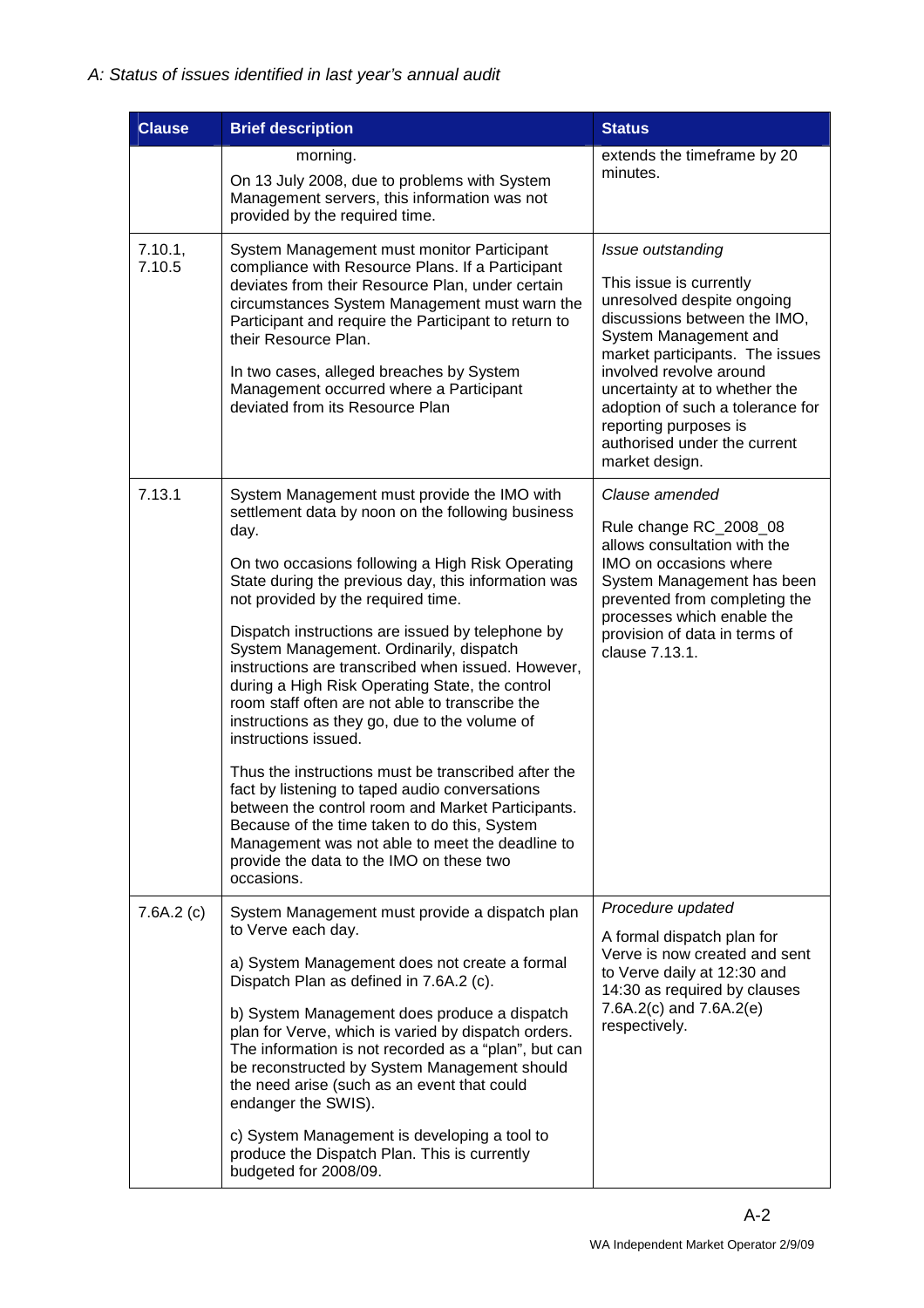*A: Status of issues identified in last year's annual audit*

| Clause | Brief description | Status |
| --- | --- | --- |
| | morning.<br><br>On 13 July 2008, due to problems with System Management servers, this information was not provided by the required time. | extends the timeframe by 20 minutes. |
| 7.10.1, 7.10.5 | System Management must monitor Participant compliance with Resource Plans. If a Participant deviates from their Resource Plan, under certain circumstances System Management must warn the Participant and require the Participant to return to their Resource Plan.<br><br>In two cases, alleged breaches by System Management occurred where a Participant deviated from its Resource Plan | *Issue outstanding*<br><br>This issue is currently unresolved despite ongoing discussions between the IMO, System Management and market participants. The issues involved revolve around uncertainty at to whether the adoption of such a tolerance for reporting purposes is authorised under the current market design. |
| 7.13.1 | System Management must provide the IMO with settlement data by noon on the following business day.<br><br>On two occasions following a High Risk Operating State during the previous day, this information was not provided by the required time.<br><br>Dispatch instructions are issued by telephone by System Management. Ordinarily, dispatch instructions are transcribed when issued. However, during a High Risk Operating State, the control room staff often are not able to transcribe the instructions as they go, due to the volume of instructions issued.<br><br>Thus the instructions must be transcribed after the fact by listening to taped audio conversations between the control room and Market Participants. Because of the time taken to do this, System Management was not able to meet the deadline to provide the data to the IMO on these two occasions. | *Clause amended*<br><br>Rule change RC_2008_08 allows consultation with the IMO on occasions where System Management has been prevented from completing the processes which enable the provision of data in terms of clause 7.13.1. |
| 7.6A.2 (c) | System Management must provide a dispatch plan to Verve each day.<br><br>a) System Management does not create a formal Dispatch Plan as defined in 7.6A.2 (c).<br><br>b) System Management does produce a dispatch plan for Verve, which is varied by dispatch orders. The information is not recorded as a "plan", but can be reconstructed by System Management should the need arise (such as an event that could endanger the SWIS).<br><br>c) System Management is developing a tool to produce the Dispatch Plan. This is currently budgeted for 2008/09. | *Procedure updated*<br><br>A formal dispatch plan for Verve is now created and sent to Verve daily at 12:30 and 14:30 as required by clauses 7.6A.2(c) and 7.6A.2(e) respectively. |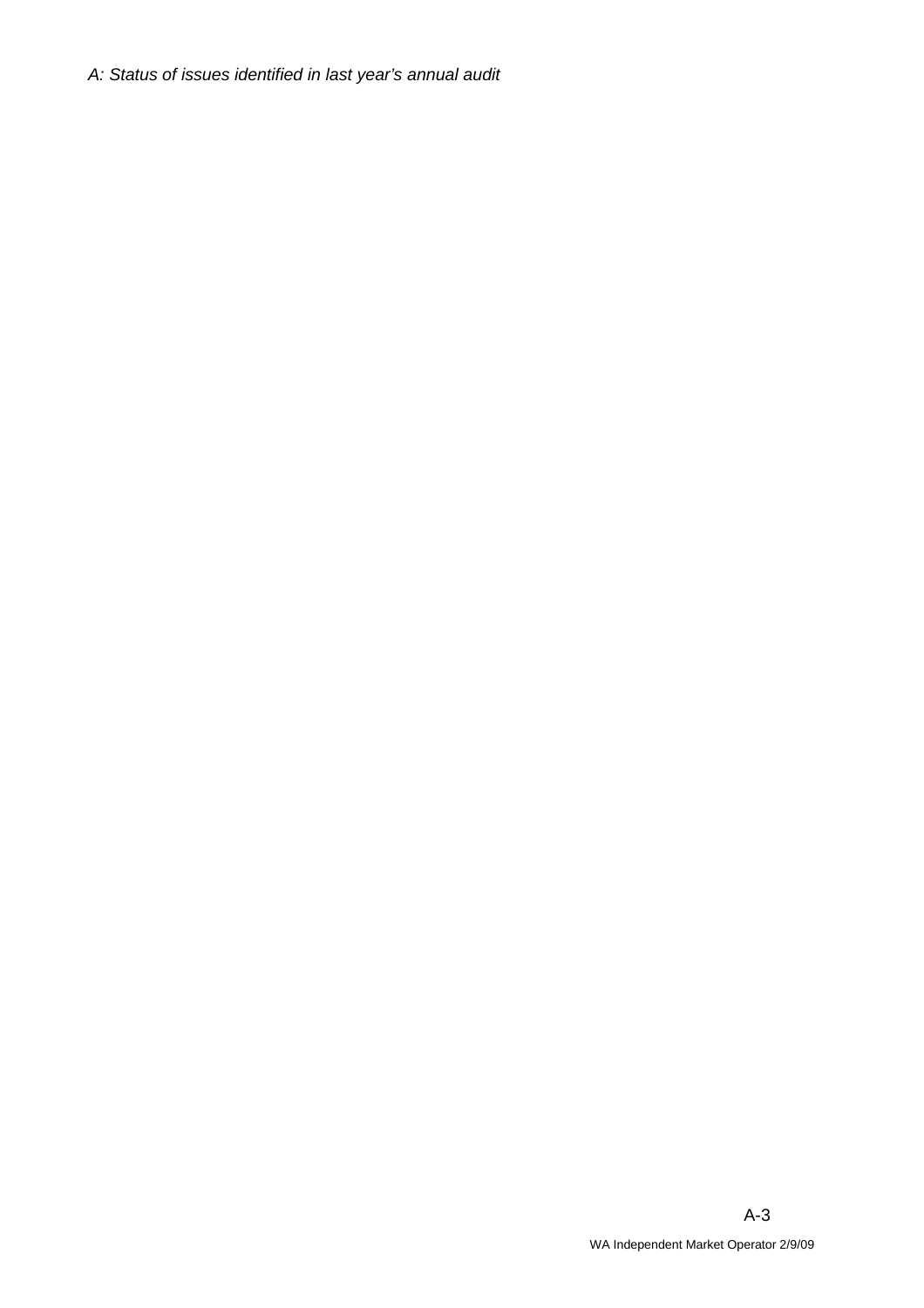*A: Status of issues identified in last year's annual audit*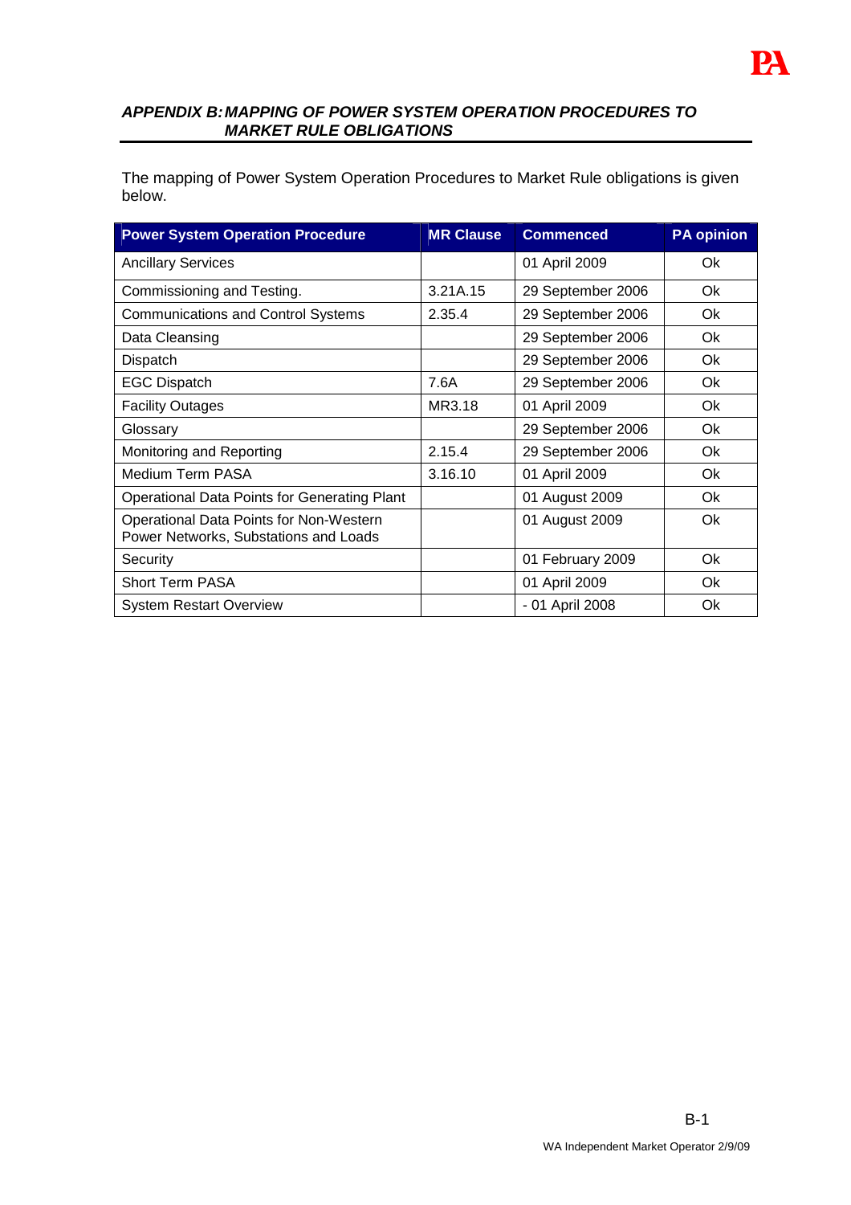## *APPENDIX B: MAPPING OF POWER SYSTEM OPERATION PROCEDURES TO MARKET RULE OBLIGATIONS*

The mapping of Power System Operation Procedures to Market Rule obligations is given below.

| Power System Operation Procedure | MR Clause | Commenced | PA opinion |
|---|---|---|---|
| Ancillary Services | | 01 April 2009 | Ok |
| Commissioning and Testing. | 3.21A.15 | 29 September 2006 | Ok |
| Communications and Control Systems | 2.35.4 | 29 September 2006 | Ok |
| Data Cleansing | | 29 September 2006 | Ok |
| Dispatch | | 29 September 2006 | Ok |
| EGC Dispatch | 7.6A | 29 September 2006 | Ok |
| Facility Outages | MR3.18 | 01 April 2009 | Ok |
| Glossary | | 29 September 2006 | Ok |
| Monitoring and Reporting | 2.15.4 | 29 September 2006 | Ok |
| Medium Term PASA | 3.16.10 | 01 April 2009 | Ok |
| Operational Data Points for Generating Plant | | 01 August 2009 | Ok |
| Operational Data Points for Non-Western Power Networks, Substations and Loads | | 01 August 2009 | Ok |
| Security | | 01 February 2009 | Ok |
| Short Term PASA | | 01 April 2009 | Ok |
| System Restart Overview | | - 01 April 2008 | Ok |